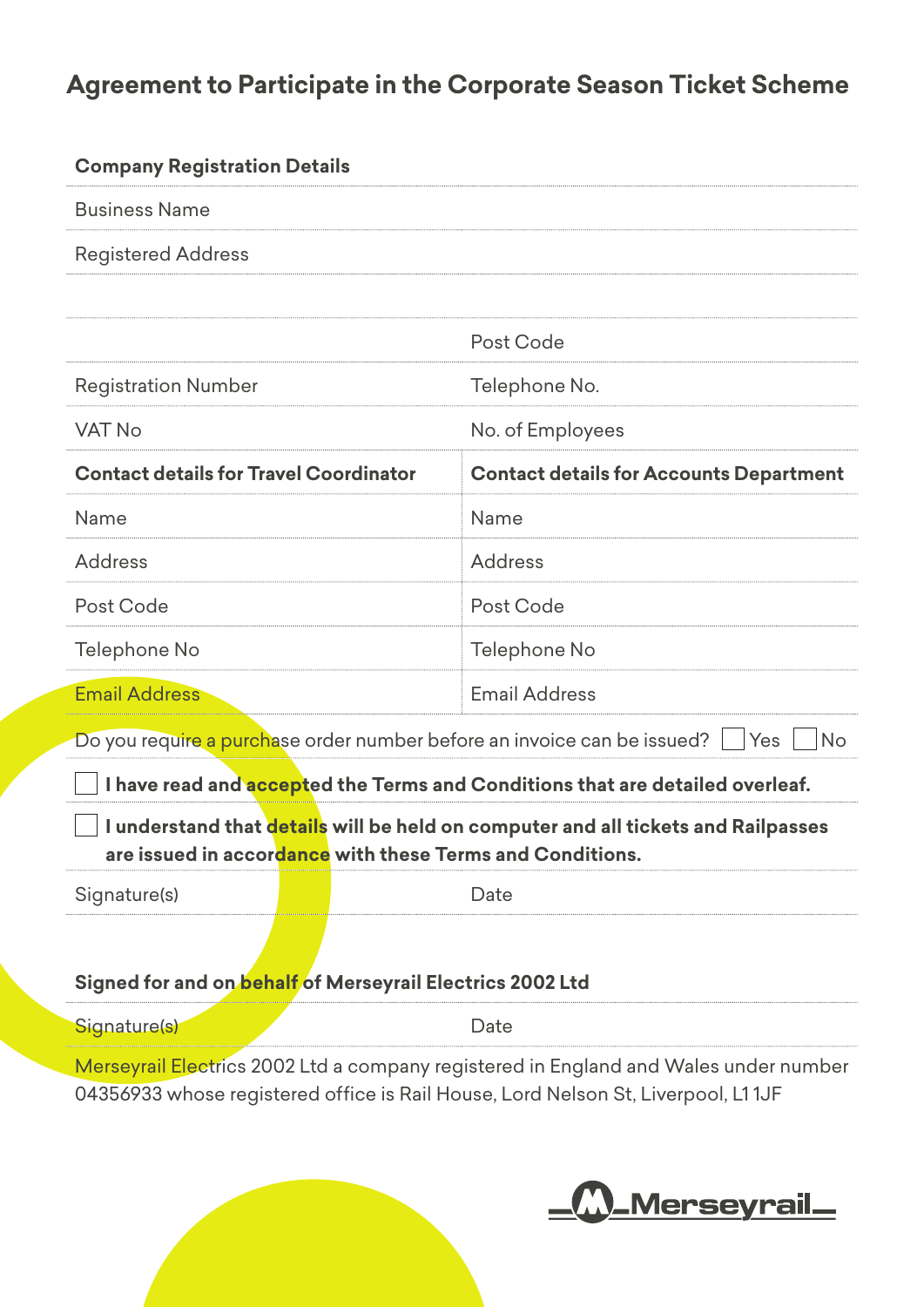# Agreement to Participate in the Corporate Season Ticket Scheme

**Company Registration Details**

Business Name

Registered Address

| | |
|---|---|
| | Post Code |
| Registration Number | Telephone No. |
| VAT No | No. of Employees |
| **Contact details for Travel Coordinator** | **Contact details for Accounts Department** |
| Name | Name |
| Address | Address |
| Post Code | Post Code |
| Telephone No | Telephone No |
| Email Address | Email Address |

Do you require a purchase order number before an invoice can be issued? ☐ Yes ☐ No

☐ **I have read and accepted the Terms and Conditions that are detailed overleaf.**

☐ **I understand that details will be held on computer and all tickets and Railpasses are issued in accordance with these Terms and Conditions.**

| | |
|---|---|
| Signature(s) | Date |

**Signed for and on behalf of Merseyrail Electrics 2002 Ltd**

| | |
|---|---|
| Signature(s) | Date |

Merseyrail Electrics 2002 Ltd a company registered in England and Wales under number 04356933 whose registered office is Rail House, Lord Nelson St, Liverpool, L1 1JF

Merseyrail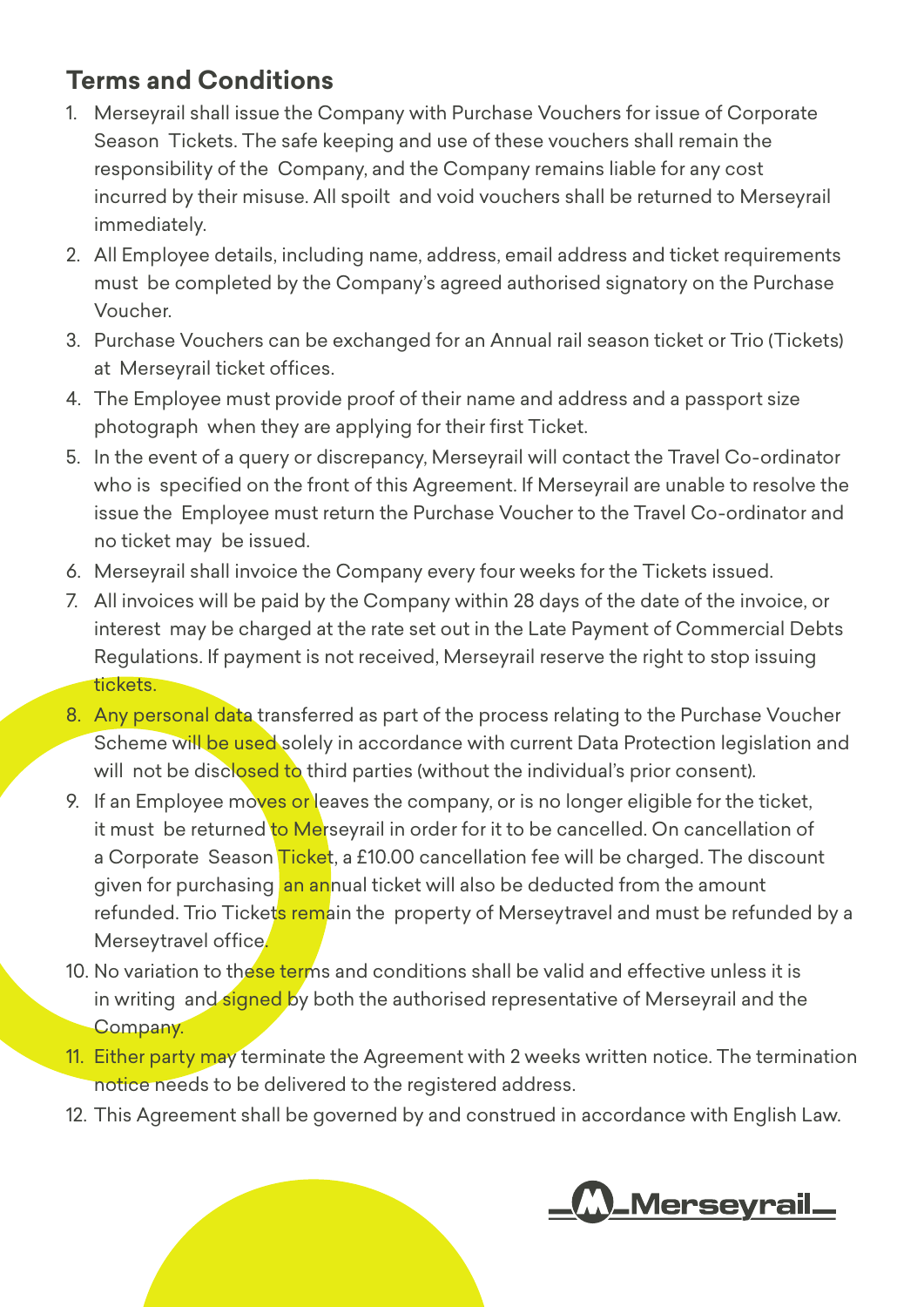## Terms and Conditions

1. Merseyrail shall issue the Company with Purchase Vouchers for issue of Corporate Season Tickets. The safe keeping and use of these vouchers shall remain the responsibility of the Company, and the Company remains liable for any cost incurred by their misuse. All spoilt and void vouchers shall be returned to Merseyrail immediately.
2. All Employee details, including name, address, email address and ticket requirements must be completed by the Company's agreed authorised signatory on the Purchase Voucher.
3. Purchase Vouchers can be exchanged for an Annual rail season ticket or Trio (Tickets) at Merseyrail ticket offices.
4. The Employee must provide proof of their name and address and a passport size photograph when they are applying for their first Ticket.
5. In the event of a query or discrepancy, Merseyrail will contact the Travel Co-ordinator who is specified on the front of this Agreement. If Merseyrail are unable to resolve the issue the Employee must return the Purchase Voucher to the Travel Co-ordinator and no ticket may be issued.
6. Merseyrail shall invoice the Company every four weeks for the Tickets issued.
7. All invoices will be paid by the Company within 28 days of the date of the invoice, or interest may be charged at the rate set out in the Late Payment of Commercial Debts Regulations. If payment is not received, Merseyrail reserve the right to stop issuing tickets.
8. Any personal data transferred as part of the process relating to the Purchase Voucher Scheme will be used solely in accordance with current Data Protection legislation and will not be disclosed to third parties (without the individual's prior consent).
9. If an Employee moves or leaves the company, or is no longer eligible for the ticket, it must be returned to Merseyrail in order for it to be cancelled. On cancellation of a Corporate Season Ticket, a £10.00 cancellation fee will be charged. The discount given for purchasing an annual ticket will also be deducted from the amount refunded. Trio Tickets remain the property of Merseytravel and must be refunded by a Merseytravel office.
10. No variation to these terms and conditions shall be valid and effective unless it is in writing and signed by both the authorised representative of Merseyrail and the Company.
11. Either party may terminate the Agreement with 2 weeks written notice. The termination notice needs to be delivered to the registered address.
12. This Agreement shall be governed by and construed in accordance with English Law.

Merseyrail